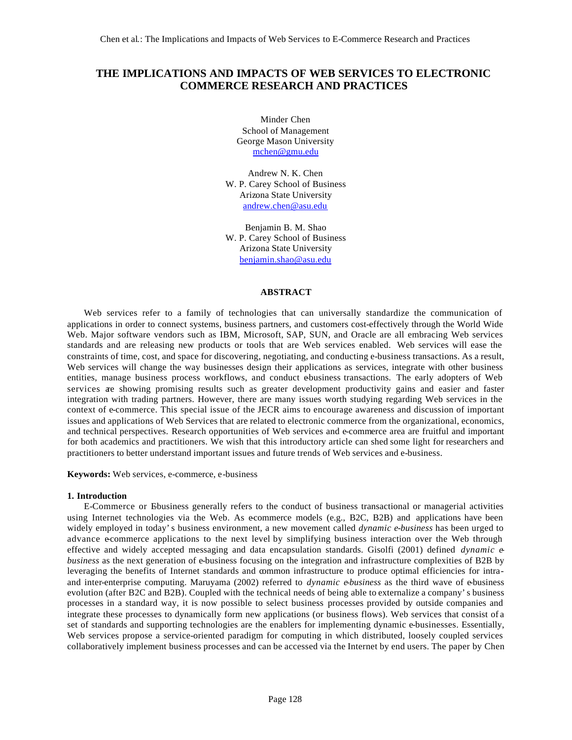# THE IMPLICATIONS AND IMPACTS OF WEB SERVICES TO ELECTRONIC COMMERCE RESEARCH AND PRACTICES

Minder Chen
School of Management
George Mason University
mchen@gmu.edu

Andrew N. K. Chen
W. P. Carey School of Business
Arizona State University
andrew.chen@asu.edu

Benjamin B. M. Shao
W. P. Carey School of Business
Arizona State University
benjamin.shao@asu.edu

## ABSTRACT

Web services refer to a family of technologies that can universally standardize the communication of applications in order to connect systems, business partners, and customers cost-effectively through the World Wide Web. Major software vendors such as IBM, Microsoft, SAP, SUN, and Oracle are all embracing Web services standards and are releasing new products or tools that are Web services enabled. Web services will ease the constraints of time, cost, and space for discovering, negotiating, and conducting e-business transactions. As a result, Web services will change the way businesses design their applications as services, integrate with other business entities, manage business process workflows, and conduct e-business transactions. The early adopters of Web services are showing promising results such as greater development productivity gains and easier and faster integration with trading partners. However, there are many issues worth studying regarding Web services in the context of e-commerce. This special issue of the JECR aims to encourage awareness and discussion of important issues and applications of Web Services that are related to electronic commerce from the organizational, economics, and technical perspectives. Research opportunities of Web services and e-commerce area are fruitful and important for both academics and practitioners. We wish that this introductory article can shed some light for researchers and practitioners to better understand important issues and future trends of Web services and e-business.

**Keywords:** Web services, e-commerce, e-business

### 1. Introduction

E-Commerce or E-business generally refers to the conduct of business transactional or managerial activities using Internet technologies via the Web. As e-commerce models (e.g., B2C, B2B) and applications have been widely employed in today's business environment, a new movement called *dynamic e-business* has been urged to advance e-commerce applications to the next level by simplifying business interaction over the Web through effective and widely accepted messaging and data encapsulation standards. Gisolfi (2001) defined *dynamic e-business* as the next generation of e-business focusing on the integration and infrastructure complexities of B2B by leveraging the benefits of Internet standards and common infrastructure to produce optimal efficiencies for intra- and inter-enterprise computing. Maruyama (2002) referred to *dynamic e-business* as the third wave of e-business evolution (after B2C and B2B). Coupled with the technical needs of being able to externalize a company's business processes in a standard way, it is now possible to select business processes provided by outside companies and integrate these processes to dynamically form new applications (or business flows). Web services that consist of a set of standards and supporting technologies are the enablers for implementing dynamic e-businesses. Essentially, Web services propose a service-oriented paradigm for computing in which distributed, loosely coupled services collaboratively implement business processes and can be accessed via the Internet by end users. The paper by Chen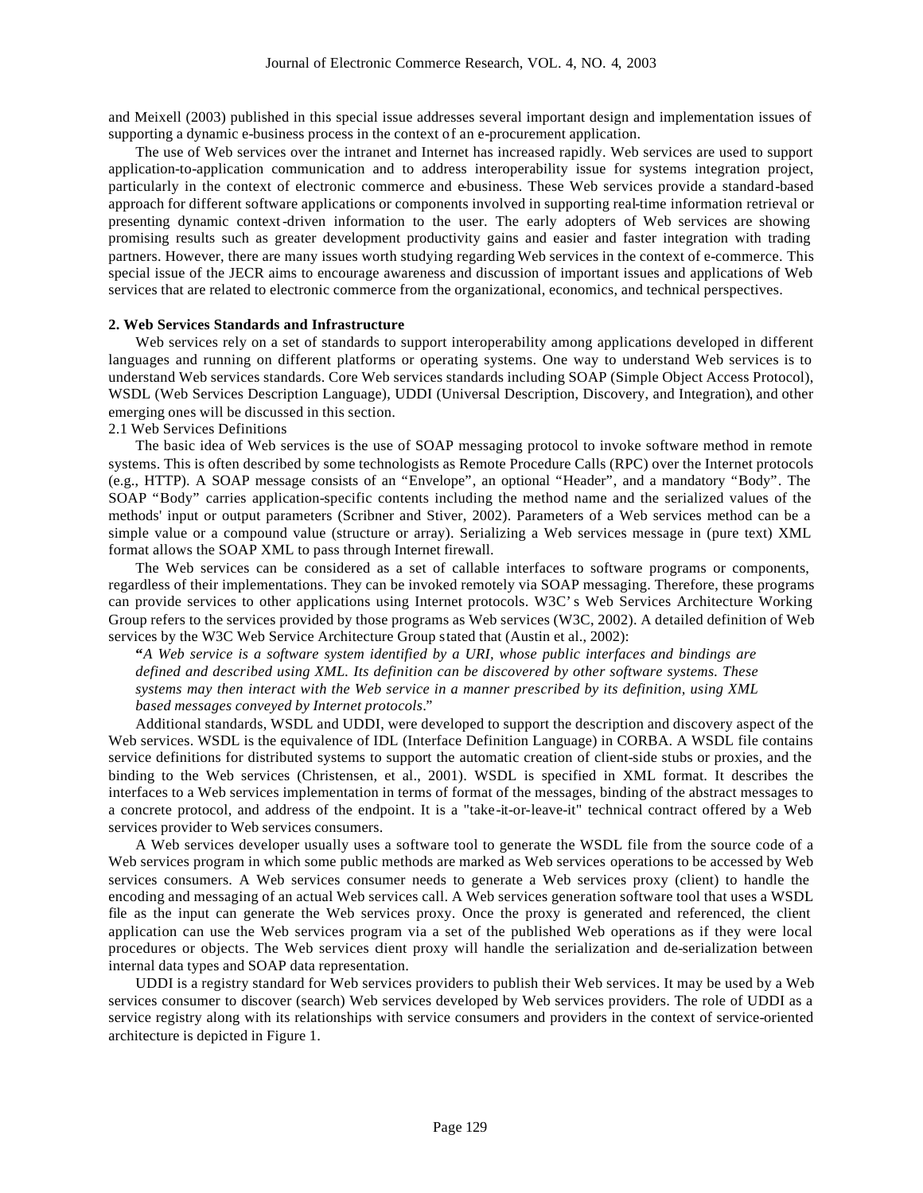and Meixell (2003) published in this special issue addresses several important design and implementation issues of supporting a dynamic e-business process in the context of an e-procurement application.

The use of Web services over the intranet and Internet has increased rapidly. Web services are used to support application-to-application communication and to address interoperability issue for systems integration project, particularly in the context of electronic commerce and e-business. These Web services provide a standard-based approach for different software applications or components involved in supporting real-time information retrieval or presenting dynamic context-driven information to the user. The early adopters of Web services are showing promising results such as greater development productivity gains and easier and faster integration with trading partners. However, there are many issues worth studying regarding Web services in the context of e-commerce. This special issue of the JECR aims to encourage awareness and discussion of important issues and applications of Web services that are related to electronic commerce from the organizational, economics, and technical perspectives.

## 2. Web Services Standards and Infrastructure

Web services rely on a set of standards to support interoperability among applications developed in different languages and running on different platforms or operating systems. One way to understand Web services is to understand Web services standards. Core Web services standards including SOAP (Simple Object Access Protocol), WSDL (Web Services Description Language), UDDI (Universal Description, Discovery, and Integration), and other emerging ones will be discussed in this section.

### 2.1 Web Services Definitions

The basic idea of Web services is the use of SOAP messaging protocol to invoke software method in remote systems. This is often described by some technologists as Remote Procedure Calls (RPC) over the Internet protocols (e.g., HTTP). A SOAP message consists of an "Envelope", an optional "Header", and a mandatory "Body". The SOAP "Body" carries application-specific contents including the method name and the serialized values of the methods' input or output parameters (Scribner and Stiver, 2002). Parameters of a Web services method can be a simple value or a compound value (structure or array). Serializing a Web services message in (pure text) XML format allows the SOAP XML to pass through Internet firewall.

The Web services can be considered as a set of callable interfaces to software programs or components, regardless of their implementations. They can be invoked remotely via SOAP messaging. Therefore, these programs can provide services to other applications using Internet protocols. W3C's Web Services Architecture Working Group refers to the services provided by those programs as Web services (W3C, 2002). A detailed definition of Web services by the W3C Web Service Architecture Group stated that (Austin et al., 2002):

> "*A Web service is a software system identified by a URI, whose public interfaces and bindings are defined and described using XML. Its definition can be discovered by other software systems. These systems may then interact with the Web service in a manner prescribed by its definition, using XML based messages conveyed by Internet protocols*."

Additional standards, WSDL and UDDI, were developed to support the description and discovery aspect of the Web services. WSDL is the equivalence of IDL (Interface Definition Language) in CORBA. A WSDL file contains service definitions for distributed systems to support the automatic creation of client-side stubs or proxies, and the binding to the Web services (Christensen, et al., 2001). WSDL is specified in XML format. It describes the interfaces to a Web services implementation in terms of format of the messages, binding of the abstract messages to a concrete protocol, and address of the endpoint. It is a "take-it-or-leave-it" technical contract offered by a Web services provider to Web services consumers.

A Web services developer usually uses a software tool to generate the WSDL file from the source code of a Web services program in which some public methods are marked as Web services operations to be accessed by Web services consumers. A Web services consumer needs to generate a Web services proxy (client) to handle the encoding and messaging of an actual Web services call. A Web services generation software tool that uses a WSDL file as the input can generate the Web services proxy. Once the proxy is generated and referenced, the client application can use the Web services program via a set of the published Web operations as if they were local procedures or objects. The Web services client proxy will handle the serialization and de-serialization between internal data types and SOAP data representation.

UDDI is a registry standard for Web services providers to publish their Web services. It may be used by a Web services consumer to discover (search) Web services developed by Web services providers. The role of UDDI as a service registry along with its relationships with service consumers and providers in the context of service-oriented architecture is depicted in Figure 1.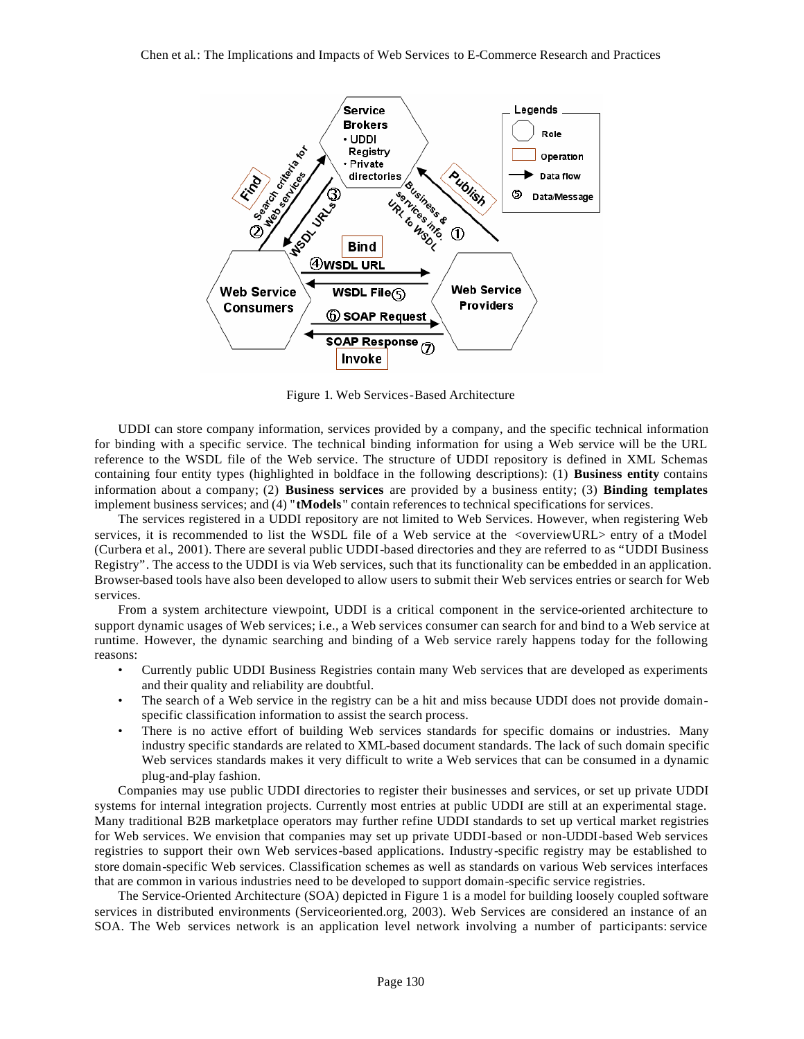Figure 1. Web Services-Based Architecture

UDDI can store company information, services provided by a company, and the specific technical information for binding with a specific service. The technical binding information for using a Web service will be the URL reference to the WSDL file of the Web service. The structure of UDDI repository is defined in XML Schemas containing four entity types (highlighted in boldface in the following descriptions): (1) **Business entity** contains information about a company; (2) **Business services** are provided by a business entity; (3) **Binding templates** implement business services; and (4) "**tModels**" contain references to technical specifications for services.

The services registered in a UDDI repository are not limited to Web Services. However, when registering Web services, it is recommended to list the WSDL file of a Web service at the <overviewURL> entry of a tModel (Curbera et al., 2001). There are several public UDDI-based directories and they are referred to as "UDDI Business Registry". The access to the UDDI is via Web services, such that its functionality can be embedded in an application. Browser-based tools have also been developed to allow users to submit their Web services entries or search for Web services.

From a system architecture viewpoint, UDDI is a critical component in the service-oriented architecture to support dynamic usages of Web services; i.e., a Web services consumer can search for and bind to a Web service at runtime. However, the dynamic searching and binding of a Web service rarely happens today for the following reasons:

- Currently public UDDI Business Registries contain many Web services that are developed as experiments and their quality and reliability are doubtful.
- The search of a Web service in the registry can be a hit and miss because UDDI does not provide domain-specific classification information to assist the search process.
- There is no active effort of building Web services standards for specific domains or industries. Many industry specific standards are related to XML-based document standards. The lack of such domain specific Web services standards makes it very difficult to write a Web services that can be consumed in a dynamic plug-and-play fashion.

Companies may use public UDDI directories to register their businesses and services, or set up private UDDI systems for internal integration projects. Currently most entries at public UDDI are still at an experimental stage. Many traditional B2B marketplace operators may further refine UDDI standards to set up vertical market registries for Web services. We envision that companies may set up private UDDI-based or non-UDDI-based Web services registries to support their own Web services-based applications. Industry-specific registry may be established to store domain-specific Web services. Classification schemes as well as standards on various Web services interfaces that are common in various industries need to be developed to support domain-specific service registries.

The Service-Oriented Architecture (SOA) depicted in Figure 1 is a model for building loosely coupled software services in distributed environments (Serviceoriented.org, 2003). Web Services are considered an instance of an SOA. The Web services network is an application level network involving a number of participants: service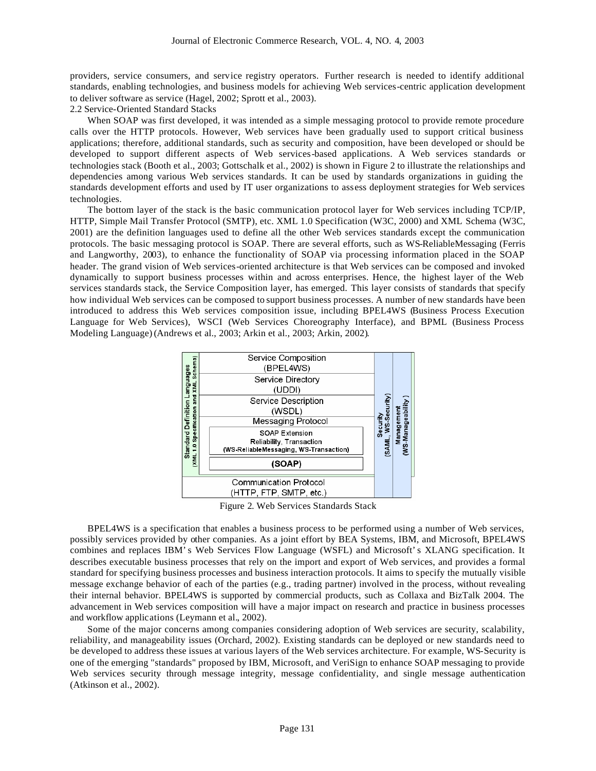providers, service consumers, and service registry operators. Further research is needed to identify additional standards, enabling technologies, and business models for achieving Web services-centric application development to deliver software as service (Hagel, 2002; Sprott et al., 2003).

## 2.2 Service-Oriented Standard Stacks

When SOAP was first developed, it was intended as a simple messaging protocol to provide remote procedure calls over the HTTP protocols. However, Web services have been gradually used to support critical business applications; therefore, additional standards, such as security and composition, have been developed or should be developed to support different aspects of Web services-based applications. A Web services standards or technologies stack (Booth et al., 2003; Gottschalk et al., 2002) is shown in Figure 2 to illustrate the relationships and dependencies among various Web services standards. It can be used by standards organizations in guiding the standards development efforts and used by IT user organizations to assess deployment strategies for Web services technologies.

The bottom layer of the stack is the basic communication protocol layer for Web services including TCP/IP, HTTP, Simple Mail Transfer Protocol (SMTP), etc. XML 1.0 Specification (W3C, 2000) and XML Schema (W3C, 2001) are the definition languages used to define all the other Web services standards except the communication protocols. The basic messaging protocol is SOAP. There are several efforts, such as WS-ReliableMessaging (Ferris and Langworthy, 2003), to enhance the functionality of SOAP via processing information placed in the SOAP header. The grand vision of Web services-oriented architecture is that Web services can be composed and invoked dynamically to support business processes within and across enterprises. Hence, the highest layer of the Web services standards stack, the Service Composition layer, has emerged. This layer consists of standards that specify how individual Web services can be composed to support business processes. A number of new standards have been introduced to address this Web services composition issue, including BPEL4WS (Business Process Execution Language for Web Services), WSCI (Web Services Choreography Interface), and BPML (Business Process Modeling Language) (Andrews et al., 2003; Arkin et al., 2003; Arkin, 2002).

| Standard Definition Languages (XML 1.0 Specification and XML Schema) | Service Composition (BPEL4WS) | Security (SAML, WS-Security) | Management (WS-Manageability) |
|---|---|---|---|
| | Service Directory (UDDI) | | |
| | Service Description (WSDL) | | |
| | Messaging Protocol: SOAP Extension Reliability, Transaction (WS-ReliableMessaging, WS-Transaction); (SOAP) | | |
| Communication Protocol (HTTP, FTP, SMTP, etc.) | | | |

Figure 2. Web Services Standards Stack

BPEL4WS is a specification that enables a business process to be performed using a number of Web services, possibly services provided by other companies. As a joint effort by BEA Systems, IBM, and Microsoft, BPEL4WS combines and replaces IBM's Web Services Flow Language (WSFL) and Microsoft's XLANG specification. It describes executable business processes that rely on the import and export of Web services, and provides a formal standard for specifying business processes and business interaction protocols. It aims to specify the mutually visible message exchange behavior of each of the parties (e.g., trading partner) involved in the process, without revealing their internal behavior. BPEL4WS is supported by commercial products, such as Collaxa and BizTalk 2004. The advancement in Web services composition will have a major impact on research and practice in business processes and workflow applications (Leymann et al., 2002).

Some of the major concerns among companies considering adoption of Web services are security, scalability, reliability, and manageability issues (Orchard, 2002). Existing standards can be deployed or new standards need to be developed to address these issues at various layers of the Web services architecture. For example, WS-Security is one of the emerging "standards" proposed by IBM, Microsoft, and VeriSign to enhance SOAP messaging to provide Web services security through message integrity, message confidentiality, and single message authentication (Atkinson et al., 2002).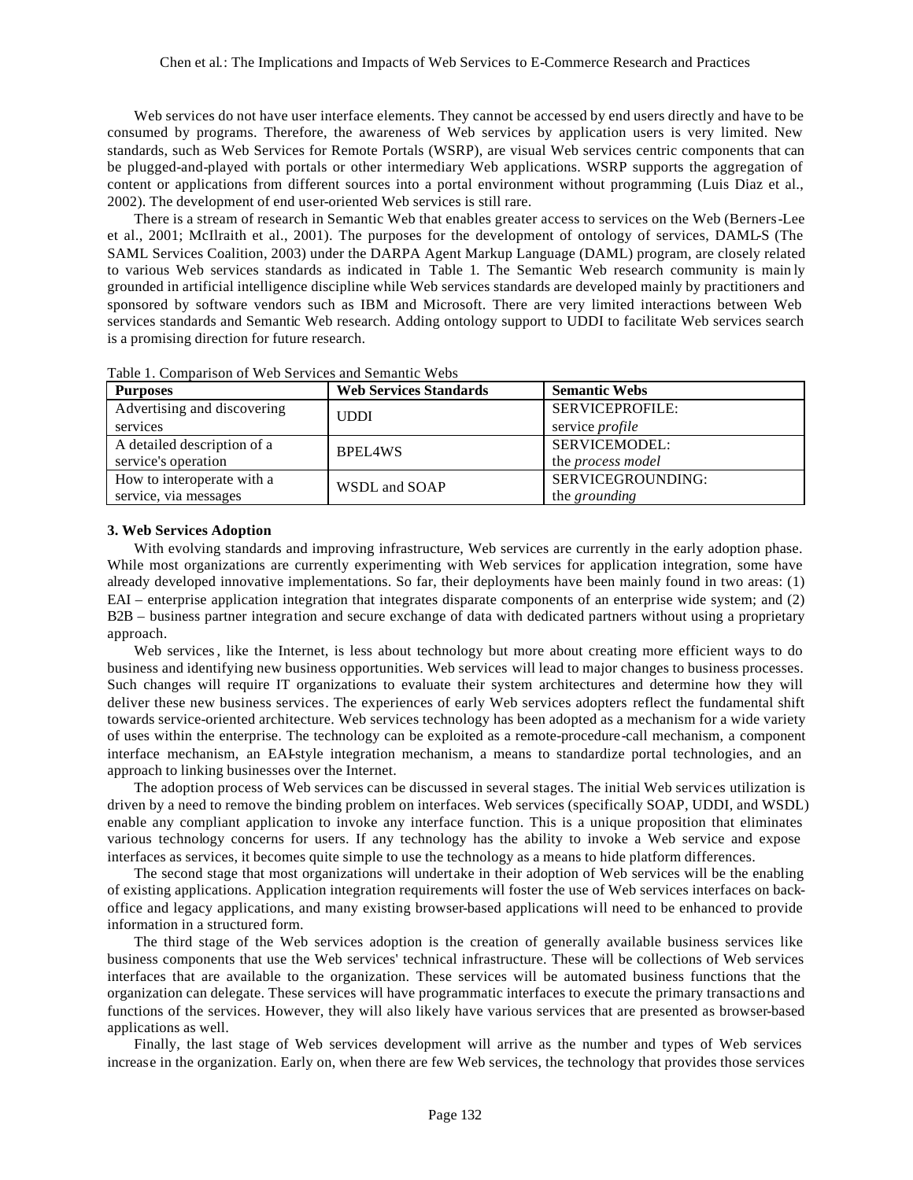Web services do not have user interface elements. They cannot be accessed by end users directly and have to be consumed by programs. Therefore, the awareness of Web services by application users is very limited. New standards, such as Web Services for Remote Portals (WSRP), are visual Web services centric components that can be plugged-and-played with portals or other intermediary Web applications. WSRP supports the aggregation of content or applications from different sources into a portal environment without programming (Luis Diaz et al., 2002). The development of end user-oriented Web services is still rare.

There is a stream of research in Semantic Web that enables greater access to services on the Web (Berners-Lee et al., 2001; McIlraith et al., 2001). The purposes for the development of ontology of services, DAML-S (The SAML Services Coalition, 2003) under the DARPA Agent Markup Language (DAML) program, are closely related to various Web services standards as indicated in Table 1. The Semantic Web research community is mainly grounded in artificial intelligence discipline while Web services standards are developed mainly by practitioners and sponsored by software vendors such as IBM and Microsoft. There are very limited interactions between Web services standards and Semantic Web research. Adding ontology support to UDDI to facilitate Web services search is a promising direction for future research.

Table 1. Comparison of Web Services and Semantic Webs

| **Purposes** | **Web Services Standards** | **Semantic Webs** |
| --- | --- | --- |
| Advertising and discovering services | UDDI | SERVICEPROFILE: service *profile* |
| A detailed description of a service's operation | BPEL4WS | SERVICEMODEL: the *process model* |
| How to interoperate with a service, via messages | WSDL and SOAP | SERVICEGROUNDING: the *grounding* |

### 3. Web Services Adoption

With evolving standards and improving infrastructure, Web services are currently in the early adoption phase. While most organizations are currently experimenting with Web services for application integration, some have already developed innovative implementations. So far, their deployments have been mainly found in two areas: (1) EAI – enterprise application integration that integrates disparate components of an enterprise wide system; and (2) B2B – business partner integration and secure exchange of data with dedicated partners without using a proprietary approach.

Web services, like the Internet, is less about technology but more about creating more efficient ways to do business and identifying new business opportunities. Web services will lead to major changes to business processes. Such changes will require IT organizations to evaluate their system architectures and determine how they will deliver these new business services. The experiences of early Web services adopters reflect the fundamental shift towards service-oriented architecture. Web services technology has been adopted as a mechanism for a wide variety of uses within the enterprise. The technology can be exploited as a remote-procedure-call mechanism, a component interface mechanism, an EAI-style integration mechanism, a means to standardize portal technologies, and an approach to linking businesses over the Internet.

The adoption process of Web services can be discussed in several stages. The initial Web services utilization is driven by a need to remove the binding problem on interfaces. Web services (specifically SOAP, UDDI, and WSDL) enable any compliant application to invoke any interface function. This is a unique proposition that eliminates various technology concerns for users. If any technology has the ability to invoke a Web service and expose interfaces as services, it becomes quite simple to use the technology as a means to hide platform differences.

The second stage that most organizations will undertake in their adoption of Web services will be the enabling of existing applications. Application integration requirements will foster the use of Web services interfaces on back-office and legacy applications, and many existing browser-based applications will need to be enhanced to provide information in a structured form.

The third stage of the Web services adoption is the creation of generally available business services like business components that use the Web services' technical infrastructure. These will be collections of Web services interfaces that are available to the organization. These services will be automated business functions that the organization can delegate. These services will have programmatic interfaces to execute the primary transactions and functions of the services. However, they will also likely have various services that are presented as browser-based applications as well.

Finally, the last stage of Web services development will arrive as the number and types of Web services increase in the organization. Early on, when there are few Web services, the technology that provides those services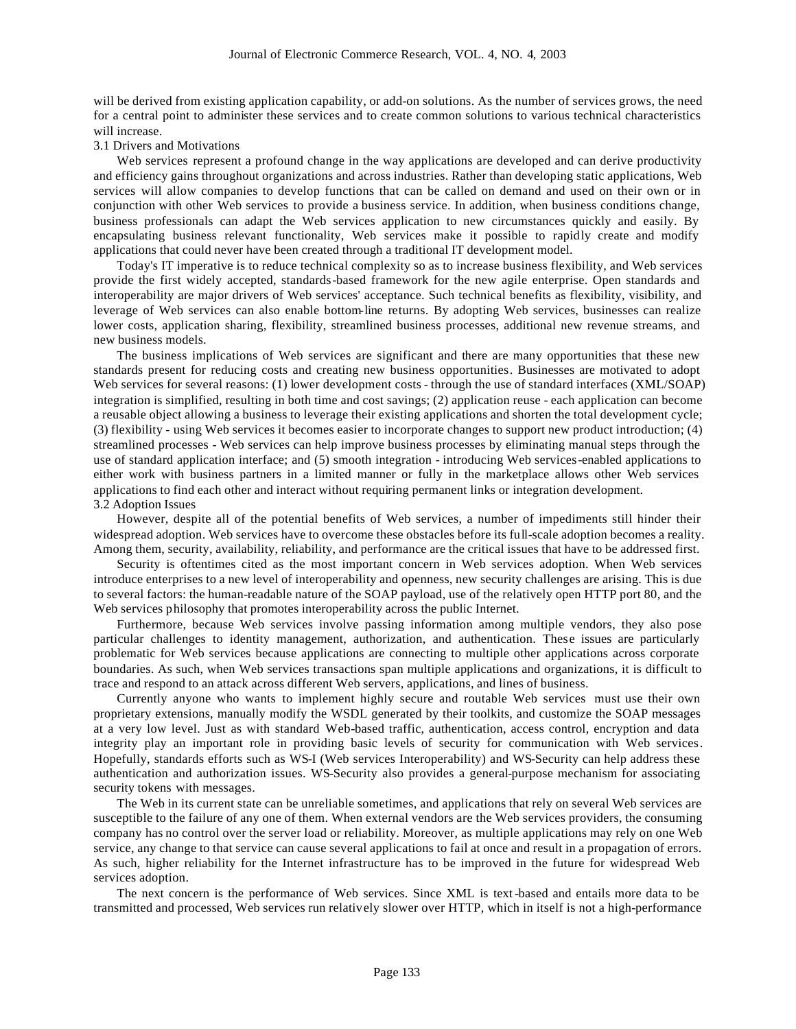will be derived from existing application capability, or add-on solutions. As the number of services grows, the need for a central point to administer these services and to create common solutions to various technical characteristics will increase.

### 3.1 Drivers and Motivations

Web services represent a profound change in the way applications are developed and can derive productivity and efficiency gains throughout organizations and across industries. Rather than developing static applications, Web services will allow companies to develop functions that can be called on demand and used on their own or in conjunction with other Web services to provide a business service. In addition, when business conditions change, business professionals can adapt the Web services application to new circumstances quickly and easily. By encapsulating business relevant functionality, Web services make it possible to rapidly create and modify applications that could never have been created through a traditional IT development model.

Today's IT imperative is to reduce technical complexity so as to increase business flexibility, and Web services provide the first widely accepted, standards-based framework for the new agile enterprise. Open standards and interoperability are major drivers of Web services' acceptance. Such technical benefits as flexibility, visibility, and leverage of Web services can also enable bottom-line returns. By adopting Web services, businesses can realize lower costs, application sharing, flexibility, streamlined business processes, additional new revenue streams, and new business models.

The business implications of Web services are significant and there are many opportunities that these new standards present for reducing costs and creating new business opportunities. Businesses are motivated to adopt Web services for several reasons: (1) lower development costs - through the use of standard interfaces (XML/SOAP) integration is simplified, resulting in both time and cost savings; (2) application reuse - each application can become a reusable object allowing a business to leverage their existing applications and shorten the total development cycle; (3) flexibility - using Web services it becomes easier to incorporate changes to support new product introduction; (4) streamlined processes - Web services can help improve business processes by eliminating manual steps through the use of standard application interface; and (5) smooth integration - introducing Web services-enabled applications to either work with business partners in a limited manner or fully in the marketplace allows other Web services applications to find each other and interact without requiring permanent links or integration development.

### 3.2 Adoption Issues

However, despite all of the potential benefits of Web services, a number of impediments still hinder their widespread adoption. Web services have to overcome these obstacles before its full-scale adoption becomes a reality. Among them, security, availability, reliability, and performance are the critical issues that have to be addressed first.

Security is oftentimes cited as the most important concern in Web services adoption. When Web services introduce enterprises to a new level of interoperability and openness, new security challenges are arising. This is due to several factors: the human-readable nature of the SOAP payload, use of the relatively open HTTP port 80, and the Web services philosophy that promotes interoperability across the public Internet.

Furthermore, because Web services involve passing information among multiple vendors, they also pose particular challenges to identity management, authorization, and authentication. These issues are particularly problematic for Web services because applications are connecting to multiple other applications across corporate boundaries. As such, when Web services transactions span multiple applications and organizations, it is difficult to trace and respond to an attack across different Web servers, applications, and lines of business.

Currently anyone who wants to implement highly secure and routable Web services must use their own proprietary extensions, manually modify the WSDL generated by their toolkits, and customize the SOAP messages at a very low level. Just as with standard Web-based traffic, authentication, access control, encryption and data integrity play an important role in providing basic levels of security for communication with Web services. Hopefully, standards efforts such as WS-I (Web services Interoperability) and WS-Security can help address these authentication and authorization issues. WS-Security also provides a general-purpose mechanism for associating security tokens with messages.

The Web in its current state can be unreliable sometimes, and applications that rely on several Web services are susceptible to the failure of any one of them. When external vendors are the Web services providers, the consuming company has no control over the server load or reliability. Moreover, as multiple applications may rely on one Web service, any change to that service can cause several applications to fail at once and result in a propagation of errors. As such, higher reliability for the Internet infrastructure has to be improved in the future for widespread Web services adoption.

The next concern is the performance of Web services. Since XML is text-based and entails more data to be transmitted and processed, Web services run relatively slower over HTTP, which in itself is not a high-performance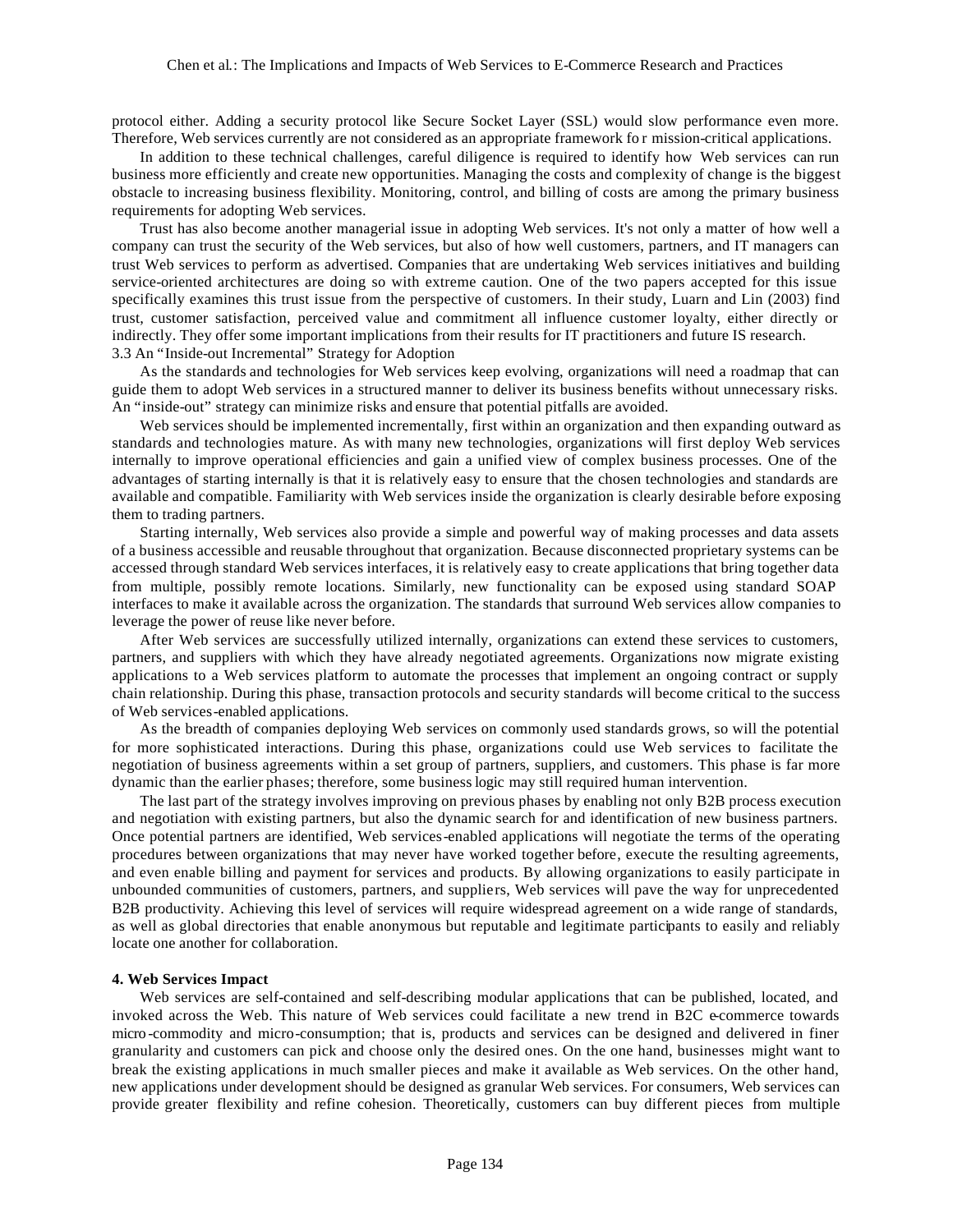protocol either. Adding a security protocol like Secure Socket Layer (SSL) would slow performance even more. Therefore, Web services currently are not considered as an appropriate framework fo r mission-critical applications.

In addition to these technical challenges, careful diligence is required to identify how Web services can run business more efficiently and create new opportunities. Managing the costs and complexity of change is the biggest obstacle to increasing business flexibility. Monitoring, control, and billing of costs are among the primary business requirements for adopting Web services.

Trust has also become another managerial issue in adopting Web services. It's not only a matter of how well a company can trust the security of the Web services, but also of how well customers, partners, and IT managers can trust Web services to perform as advertised. Companies that are undertaking Web services initiatives and building service-oriented architectures are doing so with extreme caution. One of the two papers accepted for this issue specifically examines this trust issue from the perspective of customers. In their study, Luarn and Lin (2003) find trust, customer satisfaction, perceived value and commitment all influence customer loyalty, either directly or indirectly. They offer some important implications from their results for IT practitioners and future IS research.

### 3.3 An "Inside-out Incremental" Strategy for Adoption

As the standards and technologies for Web services keep evolving, organizations will need a roadmap that can guide them to adopt Web services in a structured manner to deliver its business benefits without unnecessary risks. An "inside-out" strategy can minimize risks and ensure that potential pitfalls are avoided.

Web services should be implemented incrementally, first within an organization and then expanding outward as standards and technologies mature. As with many new technologies, organizations will first deploy Web services internally to improve operational efficiencies and gain a unified view of complex business processes. One of the advantages of starting internally is that it is relatively easy to ensure that the chosen technologies and standards are available and compatible. Familiarity with Web services inside the organization is clearly desirable before exposing them to trading partners.

Starting internally, Web services also provide a simple and powerful way of making processes and data assets of a business accessible and reusable throughout that organization. Because disconnected proprietary systems can be accessed through standard Web services interfaces, it is relatively easy to create applications that bring together data from multiple, possibly remote locations. Similarly, new functionality can be exposed using standard SOAP interfaces to make it available across the organization. The standards that surround Web services allow companies to leverage the power of reuse like never before.

After Web services are successfully utilized internally, organizations can extend these services to customers, partners, and suppliers with which they have already negotiated agreements. Organizations now migrate existing applications to a Web services platform to automate the processes that implement an ongoing contract or supply chain relationship. During this phase, transaction protocols and security standards will become critical to the success of Web services-enabled applications.

As the breadth of companies deploying Web services on commonly used standards grows, so will the potential for more sophisticated interactions. During this phase, organizations could use Web services to facilitate the negotiation of business agreements within a set group of partners, suppliers, and customers. This phase is far more dynamic than the earlier phases; therefore, some business logic may still required human intervention.

The last part of the strategy involves improving on previous phases by enabling not only B2B process execution and negotiation with existing partners, but also the dynamic search for and identification of new business partners. Once potential partners are identified, Web services-enabled applications will negotiate the terms of the operating procedures between organizations that may never have worked together before, execute the resulting agreements, and even enable billing and payment for services and products. By allowing organizations to easily participate in unbounded communities of customers, partners, and suppliers, Web services will pave the way for unprecedented B2B productivity. Achieving this level of services will require widespread agreement on a wide range of standards, as well as global directories that enable anonymous but reputable and legitimate participants to easily and reliably locate one another for collaboration.

## 4. Web Services Impact

Web services are self-contained and self-describing modular applications that can be published, located, and invoked across the Web. This nature of Web services could facilitate a new trend in B2C e-commerce towards micro-commodity and micro-consumption; that is, products and services can be designed and delivered in finer granularity and customers can pick and choose only the desired ones. On the one hand, businesses might want to break the existing applications in much smaller pieces and make it available as Web services. On the other hand, new applications under development should be designed as granular Web services. For consumers, Web services can provide greater flexibility and refine cohesion. Theoretically, customers can buy different pieces from multiple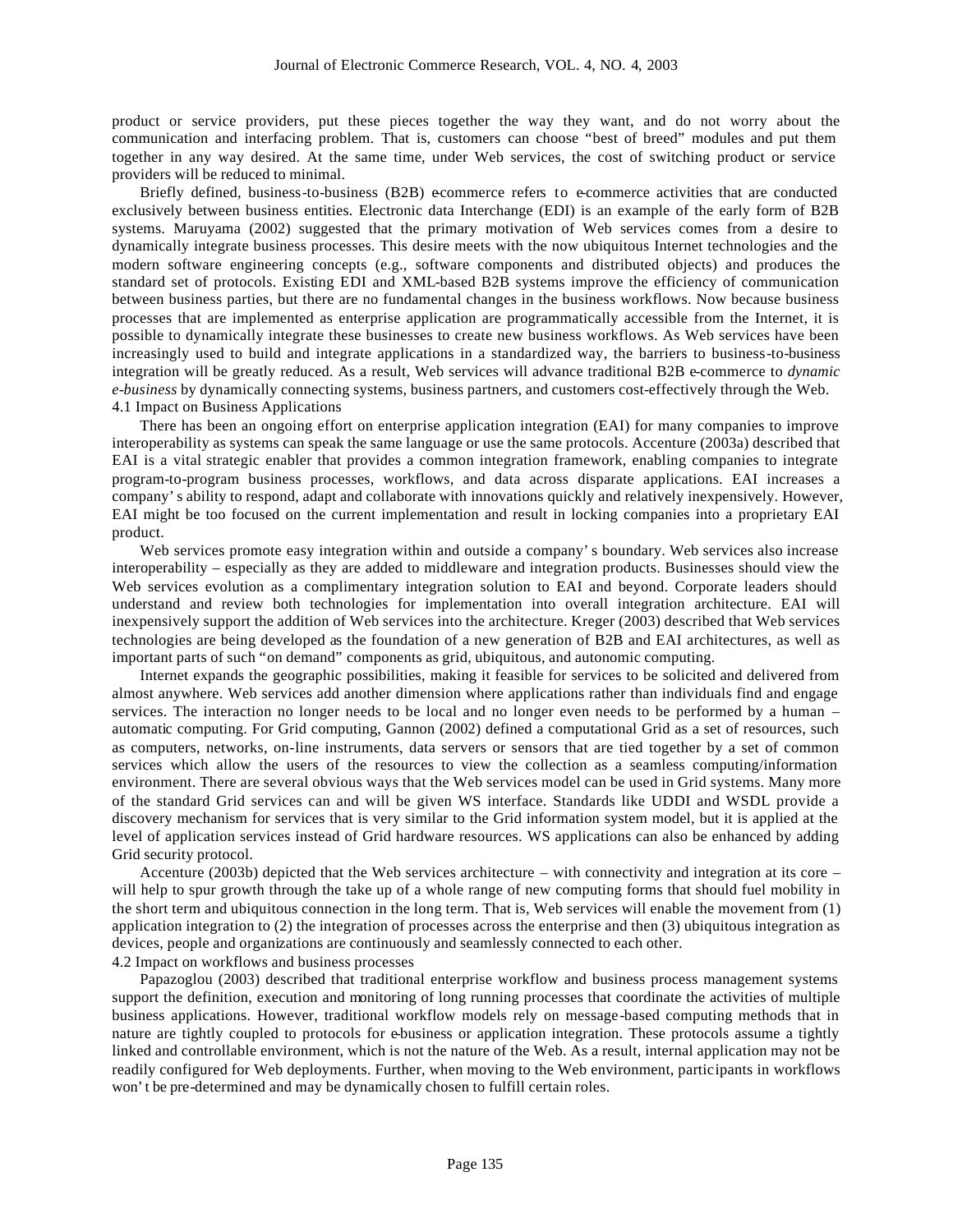product or service providers, put these pieces together the way they want, and do not worry about the communication and interfacing problem. That is, customers can choose "best of breed" modules and put them together in any way desired. At the same time, under Web services, the cost of switching product or service providers will be reduced to minimal.

Briefly defined, business-to-business (B2B) e-commerce refers to e-commerce activities that are conducted exclusively between business entities. Electronic data Interchange (EDI) is an example of the early form of B2B systems. Maruyama (2002) suggested that the primary motivation of Web services comes from a desire to dynamically integrate business processes. This desire meets with the now ubiquitous Internet technologies and the modern software engineering concepts (e.g., software components and distributed objects) and produces the standard set of protocols. Existing EDI and XML-based B2B systems improve the efficiency of communication between business parties, but there are no fundamental changes in the business workflows. Now because business processes that are implemented as enterprise application are programmatically accessible from the Internet, it is possible to dynamically integrate these businesses to create new business workflows. As Web services have been increasingly used to build and integrate applications in a standardized way, the barriers to business-to-business integration will be greatly reduced. As a result, Web services will advance traditional B2B e-commerce to *dynamic e-business* by dynamically connecting systems, business partners, and customers cost-effectively through the Web.

### 4.1 Impact on Business Applications

There has been an ongoing effort on enterprise application integration (EAI) for many companies to improve interoperability as systems can speak the same language or use the same protocols. Accenture (2003a) described that EAI is a vital strategic enabler that provides a common integration framework, enabling companies to integrate program-to-program business processes, workflows, and data across disparate applications. EAI increases a company's ability to respond, adapt and collaborate with innovations quickly and relatively inexpensively. However, EAI might be too focused on the current implementation and result in locking companies into a proprietary EAI product.

Web services promote easy integration within and outside a company's boundary. Web services also increase interoperability – especially as they are added to middleware and integration products. Businesses should view the Web services evolution as a complimentary integration solution to EAI and beyond. Corporate leaders should understand and review both technologies for implementation into overall integration architecture. EAI will inexpensively support the addition of Web services into the architecture. Kreger (2003) described that Web services technologies are being developed as the foundation of a new generation of B2B and EAI architectures, as well as important parts of such "on demand" components as grid, ubiquitous, and autonomic computing.

Internet expands the geographic possibilities, making it feasible for services to be solicited and delivered from almost anywhere. Web services add another dimension where applications rather than individuals find and engage services. The interaction no longer needs to be local and no longer even needs to be performed by a human – automatic computing. For Grid computing, Gannon (2002) defined a computational Grid as a set of resources, such as computers, networks, on-line instruments, data servers or sensors that are tied together by a set of common services which allow the users of the resources to view the collection as a seamless computing/information environment. There are several obvious ways that the Web services model can be used in Grid systems. Many more of the standard Grid services can and will be given WS interface. Standards like UDDI and WSDL provide a discovery mechanism for services that is very similar to the Grid information system model, but it is applied at the level of application services instead of Grid hardware resources. WS applications can also be enhanced by adding Grid security protocol.

Accenture (2003b) depicted that the Web services architecture – with connectivity and integration at its core – will help to spur growth through the take up of a whole range of new computing forms that should fuel mobility in the short term and ubiquitous connection in the long term. That is, Web services will enable the movement from (1) application integration to (2) the integration of processes across the enterprise and then (3) ubiquitous integration as devices, people and organizations are continuously and seamlessly connected to each other.

### 4.2 Impact on workflows and business processes

Papazoglou (2003) described that traditional enterprise workflow and business process management systems support the definition, execution and monitoring of long running processes that coordinate the activities of multiple business applications. However, traditional workflow models rely on message-based computing methods that in nature are tightly coupled to protocols for e-business or application integration. These protocols assume a tightly linked and controllable environment, which is not the nature of the Web. As a result, internal application may not be readily configured for Web deployments. Further, when moving to the Web environment, participants in workflows won't be pre-determined and may be dynamically chosen to fulfill certain roles.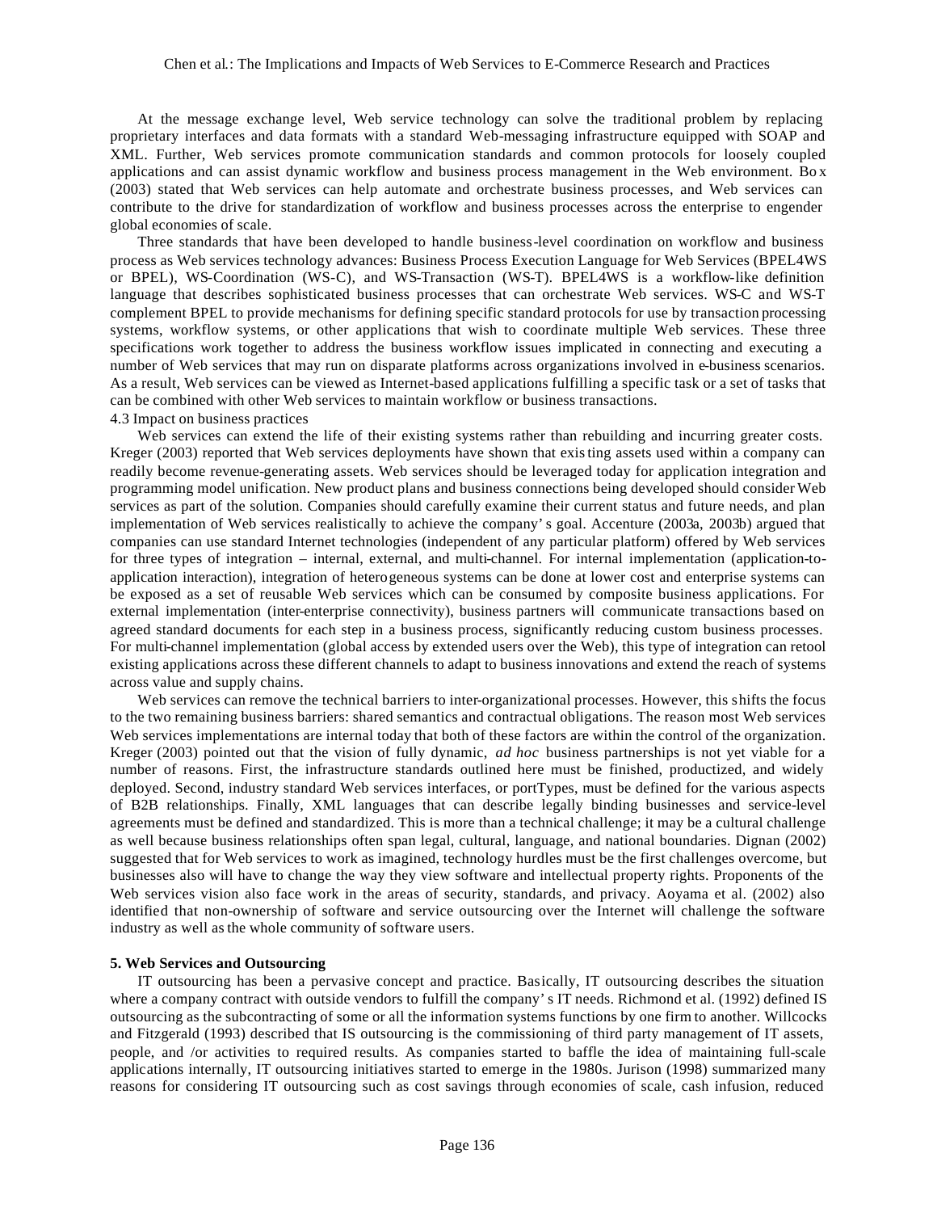At the message exchange level, Web service technology can solve the traditional problem by replacing proprietary interfaces and data formats with a standard Web-messaging infrastructure equipped with SOAP and XML. Further, Web services promote communication standards and common protocols for loosely coupled applications and can assist dynamic workflow and business process management in the Web environment. Box (2003) stated that Web services can help automate and orchestrate business processes, and Web services can contribute to the drive for standardization of workflow and business processes across the enterprise to engender global economies of scale.

Three standards that have been developed to handle business-level coordination on workflow and business process as Web services technology advances: Business Process Execution Language for Web Services (BPEL4WS or BPEL), WS-Coordination (WS-C), and WS-Transaction (WS-T). BPEL4WS is a workflow-like definition language that describes sophisticated business processes that can orchestrate Web services. WS-C and WS-T complement BPEL to provide mechanisms for defining specific standard protocols for use by transaction processing systems, workflow systems, or other applications that wish to coordinate multiple Web services. These three specifications work together to address the business workflow issues implicated in connecting and executing a number of Web services that may run on disparate platforms across organizations involved in e-business scenarios. As a result, Web services can be viewed as Internet-based applications fulfilling a specific task or a set of tasks that can be combined with other Web services to maintain workflow or business transactions.

### 4.3 Impact on business practices

Web services can extend the life of their existing systems rather than rebuilding and incurring greater costs. Kreger (2003) reported that Web services deployments have shown that existing assets used within a company can readily become revenue-generating assets. Web services should be leveraged today for application integration and programming model unification. New product plans and business connections being developed should consider Web services as part of the solution. Companies should carefully examine their current status and future needs, and plan implementation of Web services realistically to achieve the company's goal. Accenture (2003a, 2003b) argued that companies can use standard Internet technologies (independent of any particular platform) offered by Web services for three types of integration – internal, external, and multi-channel. For internal implementation (application-to-application interaction), integration of heterogeneous systems can be done at lower cost and enterprise systems can be exposed as a set of reusable Web services which can be consumed by composite business applications. For external implementation (inter-enterprise connectivity), business partners will communicate transactions based on agreed standard documents for each step in a business process, significantly reducing custom business processes. For multi-channel implementation (global access by extended users over the Web), this type of integration can retool existing applications across these different channels to adapt to business innovations and extend the reach of systems across value and supply chains.

Web services can remove the technical barriers to inter-organizational processes. However, this shifts the focus to the two remaining business barriers: shared semantics and contractual obligations. The reason most Web services Web services implementations are internal today that both of these factors are within the control of the organization. Kreger (2003) pointed out that the vision of fully dynamic, *ad hoc* business partnerships is not yet viable for a number of reasons. First, the infrastructure standards outlined here must be finished, productized, and widely deployed. Second, industry standard Web services interfaces, or portTypes, must be defined for the various aspects of B2B relationships. Finally, XML languages that can describe legally binding businesses and service-level agreements must be defined and standardized. This is more than a technical challenge; it may be a cultural challenge as well because business relationships often span legal, cultural, language, and national boundaries. Dignan (2002) suggested that for Web services to work as imagined, technology hurdles must be the first challenges overcome, but businesses also will have to change the way they view software and intellectual property rights. Proponents of the Web services vision also face work in the areas of security, standards, and privacy. Aoyama et al. (2002) also identified that non-ownership of software and service outsourcing over the Internet will challenge the software industry as well as the whole community of software users.

## 5. Web Services and Outsourcing

IT outsourcing has been a pervasive concept and practice. Basically, IT outsourcing describes the situation where a company contract with outside vendors to fulfill the company's IT needs. Richmond et al. (1992) defined IS outsourcing as the subcontracting of some or all the information systems functions by one firm to another. Willcocks and Fitzgerald (1993) described that IS outsourcing is the commissioning of third party management of IT assets, people, and /or activities to required results. As companies started to baffle the idea of maintaining full-scale applications internally, IT outsourcing initiatives started to emerge in the 1980s. Jurison (1998) summarized many reasons for considering IT outsourcing such as cost savings through economies of scale, cash infusion, reduced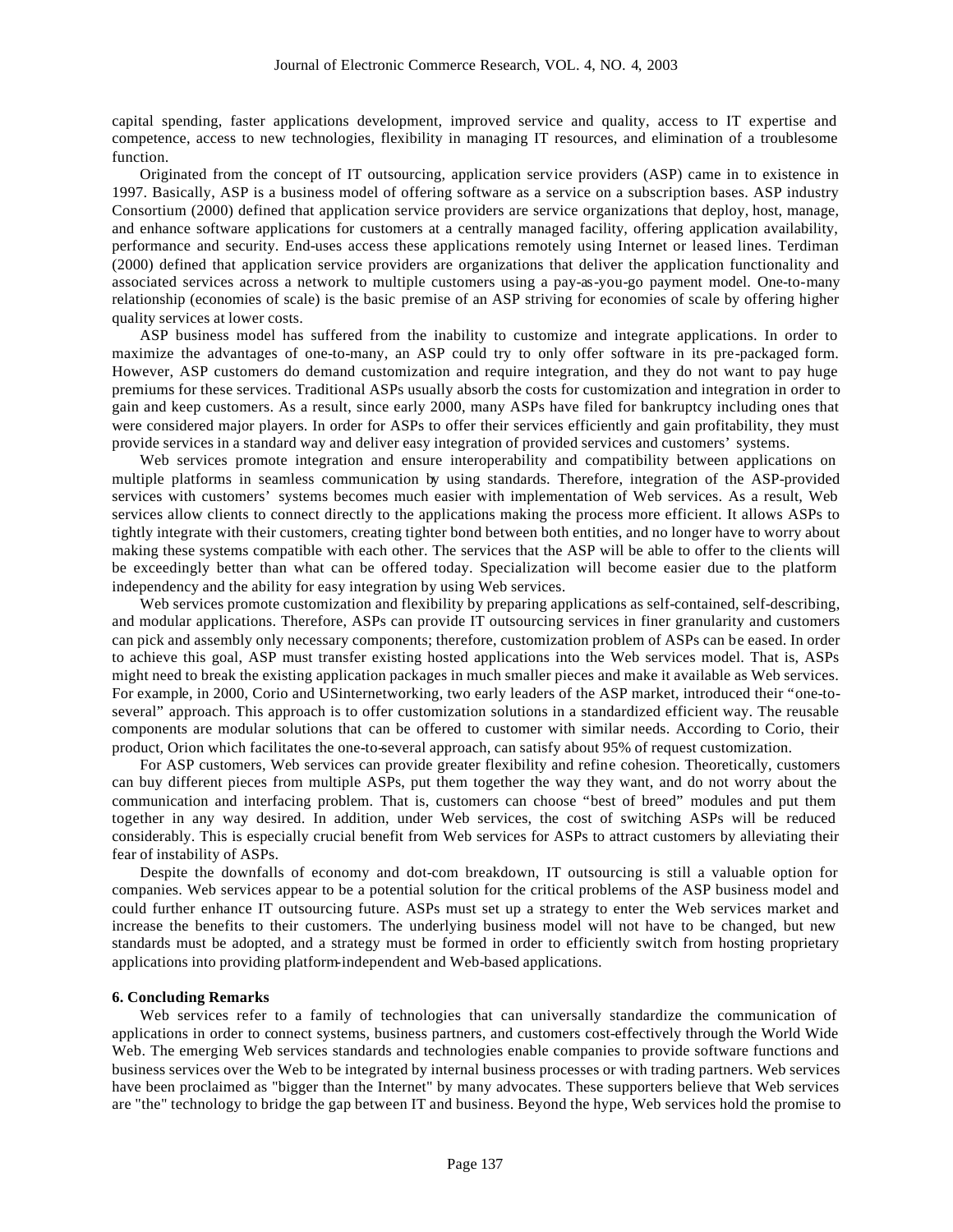capital spending, faster applications development, improved service and quality, access to IT expertise and competence, access to new technologies, flexibility in managing IT resources, and elimination of a troublesome function.

Originated from the concept of IT outsourcing, application service providers (ASP) came in to existence in 1997. Basically, ASP is a business model of offering software as a service on a subscription bases. ASP industry Consortium (2000) defined that application service providers are service organizations that deploy, host, manage, and enhance software applications for customers at a centrally managed facility, offering application availability, performance and security. End-uses access these applications remotely using Internet or leased lines. Terdiman (2000) defined that application service providers are organizations that deliver the application functionality and associated services across a network to multiple customers using a pay-as-you-go payment model. One-to-many relationship (economies of scale) is the basic premise of an ASP striving for economies of scale by offering higher quality services at lower costs.

ASP business model has suffered from the inability to customize and integrate applications. In order to maximize the advantages of one-to-many, an ASP could try to only offer software in its pre-packaged form. However, ASP customers do demand customization and require integration, and they do not want to pay huge premiums for these services. Traditional ASPs usually absorb the costs for customization and integration in order to gain and keep customers. As a result, since early 2000, many ASPs have filed for bankruptcy including ones that were considered major players. In order for ASPs to offer their services efficiently and gain profitability, they must provide services in a standard way and deliver easy integration of provided services and customers' systems.

Web services promote integration and ensure interoperability and compatibility between applications on multiple platforms in seamless communication by using standards. Therefore, integration of the ASP-provided services with customers' systems becomes much easier with implementation of Web services. As a result, Web services allow clients to connect directly to the applications making the process more efficient. It allows ASPs to tightly integrate with their customers, creating tighter bond between both entities, and no longer have to worry about making these systems compatible with each other. The services that the ASP will be able to offer to the clients will be exceedingly better than what can be offered today. Specialization will become easier due to the platform independency and the ability for easy integration by using Web services.

Web services promote customization and flexibility by preparing applications as self-contained, self-describing, and modular applications. Therefore, ASPs can provide IT outsourcing services in finer granularity and customers can pick and assembly only necessary components; therefore, customization problem of ASPs can be eased. In order to achieve this goal, ASP must transfer existing hosted applications into the Web services model. That is, ASPs might need to break the existing application packages in much smaller pieces and make it available as Web services. For example, in 2000, Corio and USinternetworking, two early leaders of the ASP market, introduced their "one-to-several" approach. This approach is to offer customization solutions in a standardized efficient way. The reusable components are modular solutions that can be offered to customer with similar needs. According to Corio, their product, Orion which facilitates the one-to-several approach, can satisfy about 95% of request customization.

For ASP customers, Web services can provide greater flexibility and refine cohesion. Theoretically, customers can buy different pieces from multiple ASPs, put them together the way they want, and do not worry about the communication and interfacing problem. That is, customers can choose "best of breed" modules and put them together in any way desired. In addition, under Web services, the cost of switching ASPs will be reduced considerably. This is especially crucial benefit from Web services for ASPs to attract customers by alleviating their fear of instability of ASPs.

Despite the downfalls of economy and dot-com breakdown, IT outsourcing is still a valuable option for companies. Web services appear to be a potential solution for the critical problems of the ASP business model and could further enhance IT outsourcing future. ASPs must set up a strategy to enter the Web services market and increase the benefits to their customers. The underlying business model will not have to be changed, but new standards must be adopted, and a strategy must be formed in order to efficiently switch from hosting proprietary applications into providing platform-independent and Web-based applications.

## 6. Concluding Remarks

Web services refer to a family of technologies that can universally standardize the communication of applications in order to connect systems, business partners, and customers cost-effectively through the World Wide Web. The emerging Web services standards and technologies enable companies to provide software functions and business services over the Web to be integrated by internal business processes or with trading partners. Web services have been proclaimed as "bigger than the Internet" by many advocates. These supporters believe that Web services are "the" technology to bridge the gap between IT and business. Beyond the hype, Web services hold the promise to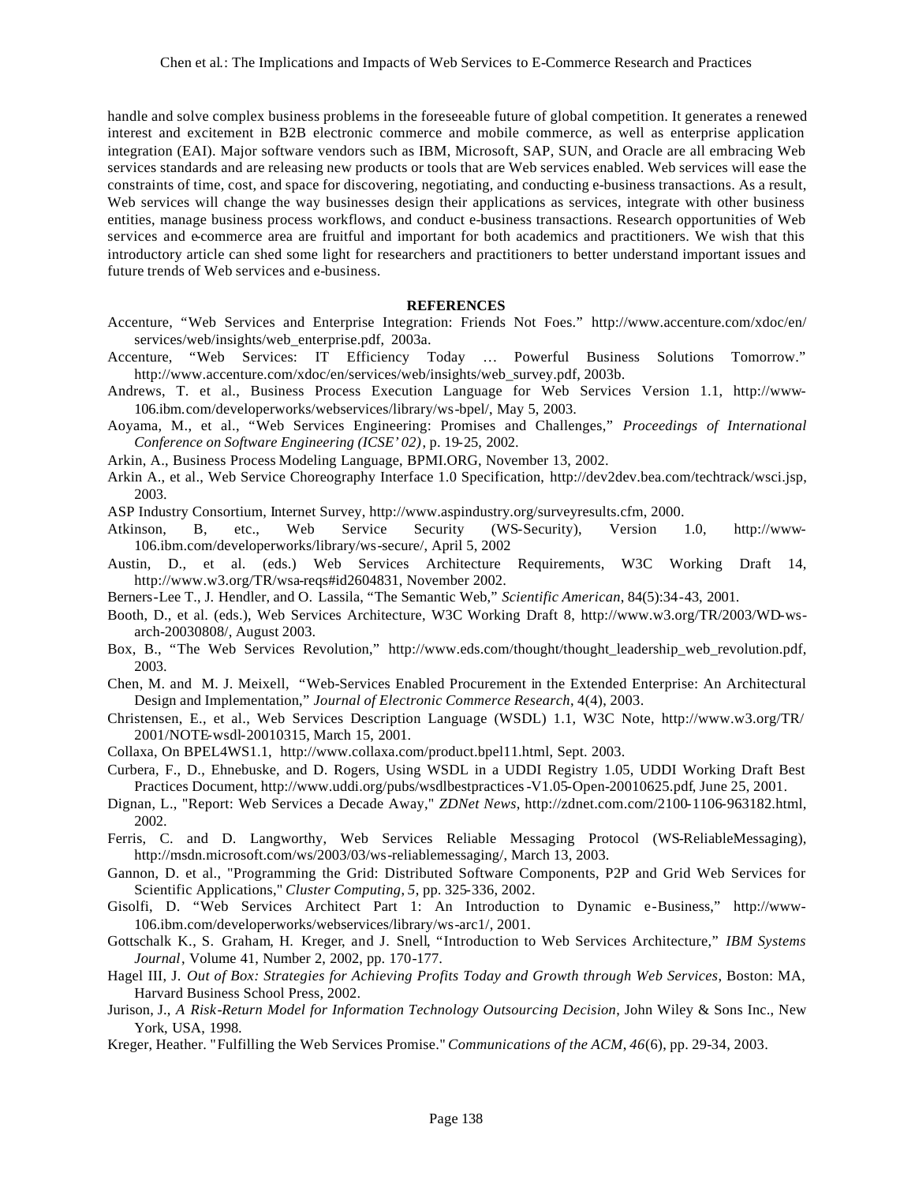handle and solve complex business problems in the foreseeable future of global competition. It generates a renewed interest and excitement in B2B electronic commerce and mobile commerce, as well as enterprise application integration (EAI). Major software vendors such as IBM, Microsoft, SAP, SUN, and Oracle are all embracing Web services standards and are releasing new products or tools that are Web services enabled. Web services will ease the constraints of time, cost, and space for discovering, negotiating, and conducting e-business transactions. As a result, Web services will change the way businesses design their applications as services, integrate with other business entities, manage business process workflows, and conduct e-business transactions. Research opportunities of Web services and e-commerce area are fruitful and important for both academics and practitioners. We wish that this introductory article can shed some light for researchers and practitioners to better understand important issues and future trends of Web services and e-business.

## REFERENCES

Accenture, "Web Services and Enterprise Integration: Friends Not Foes." http://www.accenture.com/xdoc/en/services/web/insights/web_enterprise.pdf, 2003a.

Accenture, "Web Services: IT Efficiency Today … Powerful Business Solutions Tomorrow." http://www.accenture.com/xdoc/en/services/web/insights/web_survey.pdf, 2003b.

Andrews, T. et al., Business Process Execution Language for Web Services Version 1.1, http://www-106.ibm.com/developerworks/webservices/library/ws-bpel/, May 5, 2003.

Aoyama, M., et al., "Web Services Engineering: Promises and Challenges," *Proceedings of International Conference on Software Engineering (ICSE' 02)*, p. 19-25, 2002.

Arkin, A., Business Process Modeling Language, BPMI.ORG, November 13, 2002.

Arkin A., et al., Web Service Choreography Interface 1.0 Specification, http://dev2dev.bea.com/techtrack/wsci.jsp, 2003.

ASP Industry Consortium, Internet Survey, http://www.aspindustry.org/surveyresults.cfm, 2000.

Atkinson, B, etc., Web Service Security (WS-Security), Version 1.0, http://www-106.ibm.com/developerworks/library/ws-secure/, April 5, 2002

Austin, D., et al. (eds.) Web Services Architecture Requirements, W3C Working Draft 14, http://www.w3.org/TR/wsa-reqs#id2604831, November 2002.

Berners-Lee T., J. Hendler, and O. Lassila, "The Semantic Web," *Scientific American*, 84(5):34-43, 2001.

Booth, D., et al. (eds.), Web Services Architecture, W3C Working Draft 8, http://www.w3.org/TR/2003/WD-ws-arch-20030808/, August 2003.

Box, B., "The Web Services Revolution," http://www.eds.com/thought/thought_leadership_web_revolution.pdf, 2003.

Chen, M. and M. J. Meixell, "Web-Services Enabled Procurement in the Extended Enterprise: An Architectural Design and Implementation," *Journal of Electronic Commerce Research*, 4(4), 2003.

Christensen, E., et al., Web Services Description Language (WSDL) 1.1, W3C Note, http://www.w3.org/TR/2001/NOTE-wsdl-20010315, March 15, 2001.

Collaxa, On BPEL4WS1.1, http://www.collaxa.com/product.bpel11.html, Sept. 2003.

Curbera, F., D., Ehnebuske, and D. Rogers, Using WSDL in a UDDI Registry 1.05, UDDI Working Draft Best Practices Document, http://www.uddi.org/pubs/wsdlbestpractices-V1.05-Open-20010625.pdf, June 25, 2001.

Dignan, L., "Report: Web Services a Decade Away," *ZDNet News*, http://zdnet.com.com/2100-1106-963182.html, 2002.

Ferris, C. and D. Langworthy, Web Services Reliable Messaging Protocol (WS-ReliableMessaging), http://msdn.microsoft.com/ws/2003/03/ws-reliablemessaging/, March 13, 2003.

Gannon, D. et al., "Programming the Grid: Distributed Software Components, P2P and Grid Web Services for Scientific Applications," *Cluster Computing*, *5*, pp. 325-336, 2002.

Gisolfi, D. "Web Services Architect Part 1: An Introduction to Dynamic e-Business," http://www-106.ibm.com/developerworks/webservices/library/ws-arc1/, 2001.

Gottschalk K., S. Graham, H. Kreger, and J. Snell, "Introduction to Web Services Architecture," *IBM Systems Journal*, Volume 41, Number 2, 2002, pp. 170-177.

Hagel III, J. *Out of Box: Strategies for Achieving Profits Today and Growth through Web Services*, Boston: MA, Harvard Business School Press, 2002.

Jurison, J., *A Risk-Return Model for Information Technology Outsourcing Decision*, John Wiley & Sons Inc., New York, USA, 1998.

Kreger, Heather. "Fulfilling the Web Services Promise." *Communications of the ACM*, *46*(6), pp. 29-34, 2003.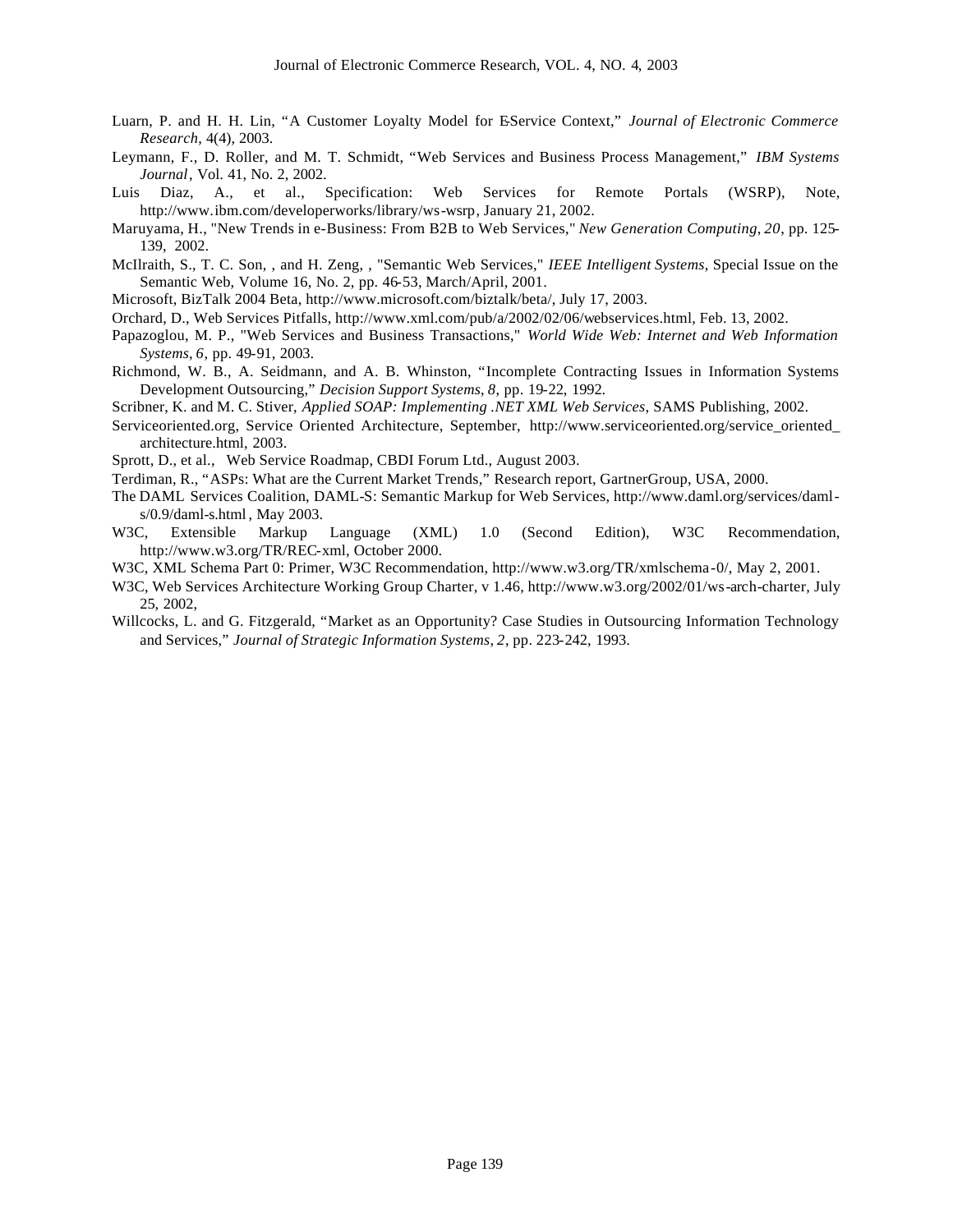Luarn, P. and H. H. Lin, "A Customer Loyalty Model for E-Service Context," *Journal of Electronic Commerce Research*, 4(4), 2003.

Leymann, F., D. Roller, and M. T. Schmidt, "Web Services and Business Process Management," *IBM Systems Journal*, Vol. 41, No. 2, 2002.

Luis Diaz, A., et al., Specification: Web Services for Remote Portals (WSRP), Note, http://www.ibm.com/developerworks/library/ws-wsrp, January 21, 2002.

Maruyama, H., "New Trends in e-Business: From B2B to Web Services," *New Generation Computing*, *20*, pp. 125-139, 2002.

McIlraith, S., T. C. Son, , and H. Zeng, , "Semantic Web Services," *IEEE Intelligent Systems*, Special Issue on the Semantic Web, Volume 16, No. 2, pp. 46-53, March/April, 2001.

Microsoft, BizTalk 2004 Beta, http://www.microsoft.com/biztalk/beta/, July 17, 2003.

Orchard, D., Web Services Pitfalls, http://www.xml.com/pub/a/2002/02/06/webservices.html, Feb. 13, 2002.

Papazoglou, M. P., "Web Services and Business Transactions," *World Wide Web: Internet and Web Information Systems*, *6*, pp. 49-91, 2003.

Richmond, W. B., A. Seidmann, and A. B. Whinston, "Incomplete Contracting Issues in Information Systems Development Outsourcing," *Decision Support Systems*, *8*, pp. 19-22, 1992.

Scribner, K. and M. C. Stiver, *Applied SOAP: Implementing .NET XML Web Services*, SAMS Publishing, 2002.

Serviceoriented.org, Service Oriented Architecture, September, http://www.serviceoriented.org/service_oriented_architecture.html, 2003.

Sprott, D., et al., Web Service Roadmap, CBDI Forum Ltd., August 2003.

Terdiman, R., "ASPs: What are the Current Market Trends," Research report, GartnerGroup, USA, 2000.

The DAML Services Coalition, DAML-S: Semantic Markup for Web Services, http://www.daml.org/services/daml-s/0.9/daml-s.html, May 2003.

W3C, Extensible Markup Language (XML) 1.0 (Second Edition), W3C Recommendation, http://www.w3.org/TR/REC-xml, October 2000.

W3C, XML Schema Part 0: Primer, W3C Recommendation, http://www.w3.org/TR/xmlschema-0/, May 2, 2001.

W3C, Web Services Architecture Working Group Charter, v 1.46, http://www.w3.org/2002/01/ws-arch-charter, July 25, 2002,

Willcocks, L. and G. Fitzgerald, "Market as an Opportunity? Case Studies in Outsourcing Information Technology and Services," *Journal of Strategic Information Systems*, *2*, pp. 223-242, 1993.